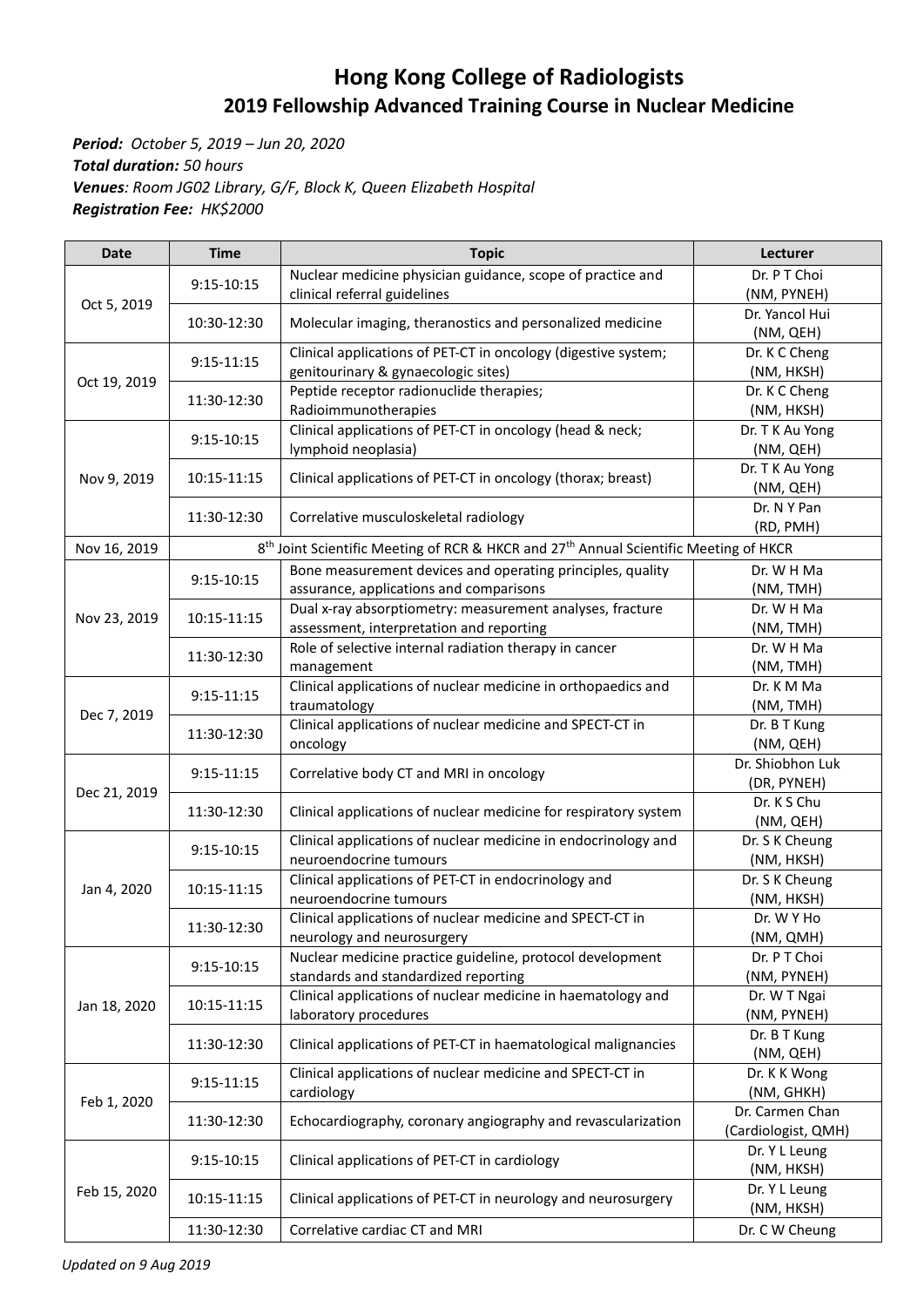# Hong Kong College of Radiologists

## 2019 Fellowship Advanced Training Course in Nuclear Medicine

***Period:*** *October 5, 2019 – Jun 20, 2020*
***Total duration:*** *50 hours*
***Venues****: Room JG02 Library, G/F, Block K, Queen Elizabeth Hospital*
***Registration Fee:*** *HK$2000*

| Date | Time | Topic | Lecturer |
|---|---|---|---|
| Oct 5, 2019 | 9:15-10:15 | Nuclear medicine physician guidance, scope of practice and clinical referral guidelines | Dr. P T Choi (NM, PYNEH) |
| | 10:30-12:30 | Molecular imaging, theranostics and personalized medicine | Dr. Yancol Hui (NM, QEH) |
| Oct 19, 2019 | 9:15-11:15 | Clinical applications of PET-CT in oncology (digestive system; genitourinary & gynaecologic sites) | Dr. K C Cheng (NM, HKSH) |
| | 11:30-12:30 | Peptide receptor radionuclide therapies; Radioimmunotherapies | Dr. K C Cheng (NM, HKSH) |
| Nov 9, 2019 | 9:15-10:15 | Clinical applications of PET-CT in oncology (head & neck; lymphoid neoplasia) | Dr. T K Au Yong (NM, QEH) |
| | 10:15-11:15 | Clinical applications of PET-CT in oncology (thorax; breast) | Dr. T K Au Yong (NM, QEH) |
| | 11:30-12:30 | Correlative musculoskeletal radiology | Dr. N Y Pan (RD, PMH) |
| Nov 16, 2019 | 8th Joint Scientific Meeting of RCR & HKCR and 27th Annual Scientific Meeting of HKCR | | |
| Nov 23, 2019 | 9:15-10:15 | Bone measurement devices and operating principles, quality assurance, applications and comparisons | Dr. W H Ma (NM, TMH) |
| | 10:15-11:15 | Dual x-ray absorptiometry: measurement analyses, fracture assessment, interpretation and reporting | Dr. W H Ma (NM, TMH) |
| | 11:30-12:30 | Role of selective internal radiation therapy in cancer management | Dr. W H Ma (NM, TMH) |
| Dec 7, 2019 | 9:15-11:15 | Clinical applications of nuclear medicine in orthopaedics and traumatology | Dr. K M Ma (NM, TMH) |
| | 11:30-12:30 | Clinical applications of nuclear medicine and SPECT-CT in oncology | Dr. B T Kung (NM, QEH) |
| Dec 21, 2019 | 9:15-11:15 | Correlative body CT and MRI in oncology | Dr. Shiobhon Luk (DR, PYNEH) |
| | 11:30-12:30 | Clinical applications of nuclear medicine for respiratory system | Dr. K S Chu (NM, QEH) |
| Jan 4, 2020 | 9:15-10:15 | Clinical applications of nuclear medicine in endocrinology and neuroendocrine tumours | Dr. S K Cheung (NM, HKSH) |
| | 10:15-11:15 | Clinical applications of PET-CT in endocrinology and neuroendocrine tumours | Dr. S K Cheung (NM, HKSH) |
| | 11:30-12:30 | Clinical applications of nuclear medicine and SPECT-CT in neurology and neurosurgery | Dr. W Y Ho (NM, QMH) |
| Jan 18, 2020 | 9:15-10:15 | Nuclear medicine practice guideline, protocol development standards and standardized reporting | Dr. P T Choi (NM, PYNEH) |
| | 10:15-11:15 | Clinical applications of nuclear medicine in haematology and laboratory procedures | Dr. W T Ngai (NM, PYNEH) |
| | 11:30-12:30 | Clinical applications of PET-CT in haematological malignancies | Dr. B T Kung (NM, QEH) |
| Feb 1, 2020 | 9:15-11:15 | Clinical applications of nuclear medicine and SPECT-CT in cardiology | Dr. K K Wong (NM, GHKH) |
| | 11:30-12:30 | Echocardiography, coronary angiography and revascularization | Dr. Carmen Chan (Cardiologist, QMH) |
| Feb 15, 2020 | 9:15-10:15 | Clinical applications of PET-CT in cardiology | Dr. Y L Leung (NM, HKSH) |
| | 10:15-11:15 | Clinical applications of PET-CT in neurology and neurosurgery | Dr. Y L Leung (NM, HKSH) |
| | 11:30-12:30 | Correlative cardiac CT and MRI | Dr. C W Cheung |

*Updated on 9 Aug 2019*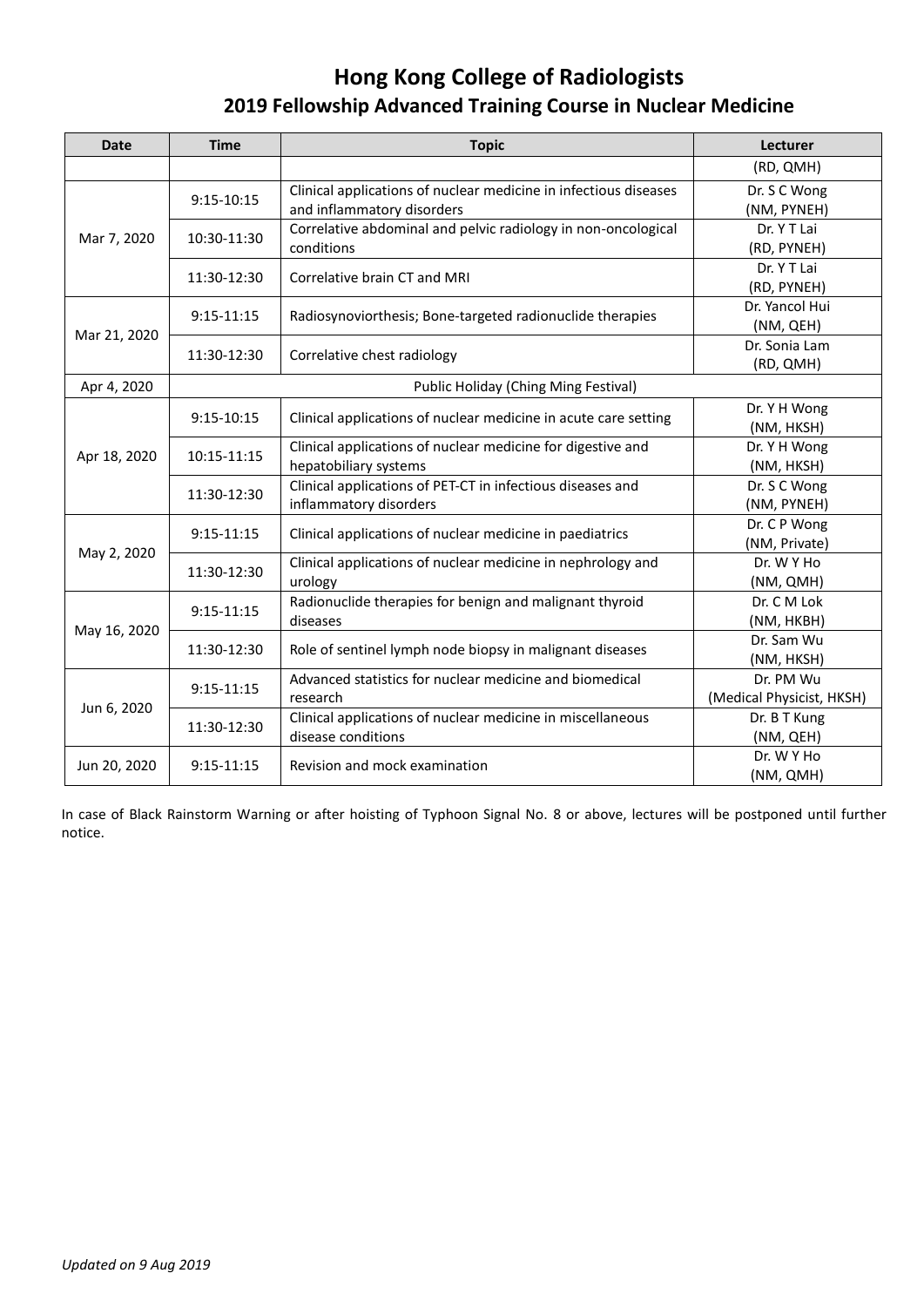# Hong Kong College of Radiologists

## 2019 Fellowship Advanced Training Course in Nuclear Medicine

| Date | Time | Topic | Lecturer |
|---|---|---|---|
| | | | (RD, QMH) |
| Mar 7, 2020 | 9:15-10:15 | Clinical applications of nuclear medicine in infectious diseases and inflammatory disorders | Dr. S C Wong (NM, PYNEH) |
| | 10:30-11:30 | Correlative abdominal and pelvic radiology in non-oncological conditions | Dr. Y T Lai (RD, PYNEH) |
| | 11:30-12:30 | Correlative brain CT and MRI | Dr. Y T Lai (RD, PYNEH) |
| Mar 21, 2020 | 9:15-11:15 | Radiosynoviorthesis; Bone-targeted radionuclide therapies | Dr. Yancol Hui (NM, QEH) |
| | 11:30-12:30 | Correlative chest radiology | Dr. Sonia Lam (RD, QMH) |
| Apr 4, 2020 | Public Holiday (Ching Ming Festival) | | |
| Apr 18, 2020 | 9:15-10:15 | Clinical applications of nuclear medicine in acute care setting | Dr. Y H Wong (NM, HKSH) |
| | 10:15-11:15 | Clinical applications of nuclear medicine for digestive and hepatobiliary systems | Dr. Y H Wong (NM, HKSH) |
| | 11:30-12:30 | Clinical applications of PET-CT in infectious diseases and inflammatory disorders | Dr. S C Wong (NM, PYNEH) |
| May 2, 2020 | 9:15-11:15 | Clinical applications of nuclear medicine in paediatrics | Dr. C P Wong (NM, Private) |
| | 11:30-12:30 | Clinical applications of nuclear medicine in nephrology and urology | Dr. W Y Ho (NM, QMH) |
| May 16, 2020 | 9:15-11:15 | Radionuclide therapies for benign and malignant thyroid diseases | Dr. C M Lok (NM, HKBH) |
| | 11:30-12:30 | Role of sentinel lymph node biopsy in malignant diseases | Dr. Sam Wu (NM, HKSH) |
| Jun 6, 2020 | 9:15-11:15 | Advanced statistics for nuclear medicine and biomedical research | Dr. PM Wu (Medical Physicist, HKSH) |
| | 11:30-12:30 | Clinical applications of nuclear medicine in miscellaneous disease conditions | Dr. B T Kung (NM, QEH) |
| Jun 20, 2020 | 9:15-11:15 | Revision and mock examination | Dr. W Y Ho (NM, QMH) |

In case of Black Rainstorm Warning or after hoisting of Typhoon Signal No. 8 or above, lectures will be postponed until further notice.

*Updated on 9 Aug 2019*